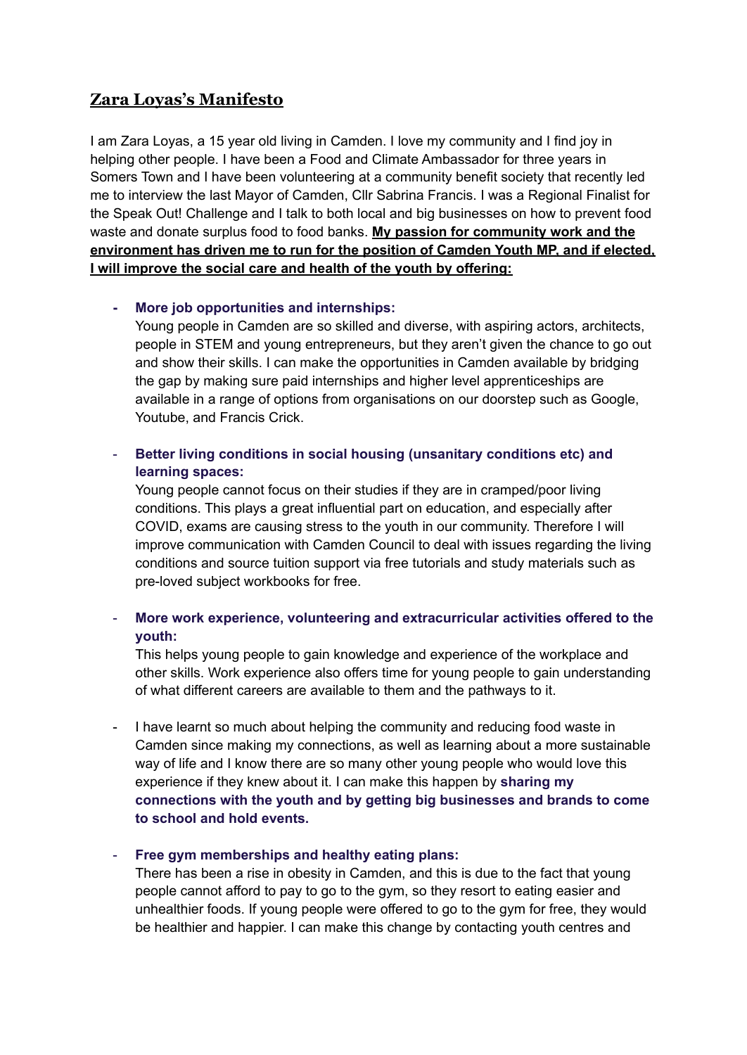## Zara Loyas's Manifesto

I am Zara Loyas, a 15 year old living in Camden. I love my community and I find joy in helping other people. I have been a Food and Climate Ambassador for three years in Somers Town and I have been volunteering at a community benefit society that recently led me to interview the last Mayor of Camden, Cllr Sabrina Francis. I was a Regional Finalist for the Speak Out! Challenge and I talk to both local and big businesses on how to prevent food waste and donate surplus food to food banks. **My passion for community work and the environment has driven me to run for the position of Camden Youth MP, and if elected, I will improve the social care and health of the youth by offering:**

- **More job opportunities and internships:**
  Young people in Camden are so skilled and diverse, with aspiring actors, architects, people in STEM and young entrepreneurs, but they aren't given the chance to go out and show their skills. I can make the opportunities in Camden available by bridging the gap by making sure paid internships and higher level apprenticeships are available in a range of options from organisations on our doorstep such as Google, Youtube, and Francis Crick.

- **Better living conditions in social housing (unsanitary conditions etc) and learning spaces:**
  Young people cannot focus on their studies if they are in cramped/poor living conditions. This plays a great influential part on education, and especially after COVID, exams are causing stress to the youth in our community. Therefore I will improve communication with Camden Council to deal with issues regarding the living conditions and source tuition support via free tutorials and study materials such as pre-loved subject workbooks for free.

- **More work experience, volunteering and extracurricular activities offered to the youth:**
  This helps young people to gain knowledge and experience of the workplace and other skills. Work experience also offers time for young people to gain understanding of what different careers are available to them and the pathways to it.

- I have learnt so much about helping the community and reducing food waste in Camden since making my connections, as well as learning about a more sustainable way of life and I know there are so many other young people who would love this experience if they knew about it. I can make this happen by **sharing my connections with the youth and by getting big businesses and brands to come to school and hold events.**

- **Free gym memberships and healthy eating plans:**
  There has been a rise in obesity in Camden, and this is due to the fact that young people cannot afford to pay to go to the gym, so they resort to eating easier and unhealthier foods. If young people were offered to go to the gym for free, they would be healthier and happier. I can make this change by contacting youth centres and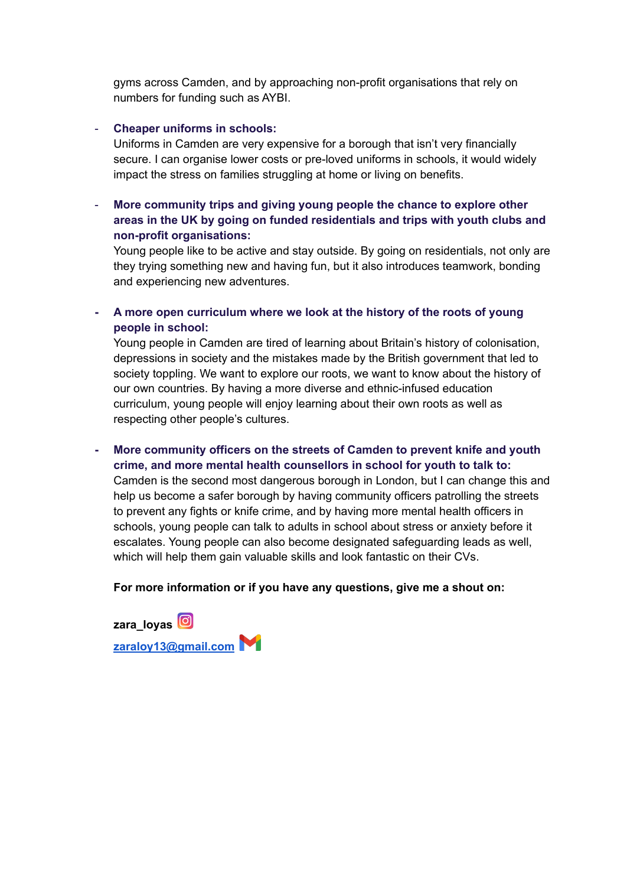gyms across Camden, and by approaching non-profit organisations that rely on numbers for funding such as AYBI.

- **Cheaper uniforms in schools:**
  Uniforms in Camden are very expensive for a borough that isn't very financially secure. I can organise lower costs or pre-loved uniforms in schools, it would widely impact the stress on families struggling at home or living on benefits.

- **More community trips and giving young people the chance to explore other areas in the UK by going on funded residentials and trips with youth clubs and non-profit organisations:**
  Young people like to be active and stay outside. By going on residentials, not only are they trying something new and having fun, but it also introduces teamwork, bonding and experiencing new adventures.

- **A more open curriculum where we look at the history of the roots of young people in school:**
  Young people in Camden are tired of learning about Britain's history of colonisation, depressions in society and the mistakes made by the British government that led to society toppling. We want to explore our roots, we want to know about the history of our own countries. By having a more diverse and ethnic-infused education curriculum, young people will enjoy learning about their own roots as well as respecting other people's cultures.

- **More community officers on the streets of Camden to prevent knife and youth crime, and more mental health counsellors in school for youth to talk to:**
  Camden is the second most dangerous borough in London, but I can change this and help us become a safer borough by having community officers patrolling the streets to prevent any fights or knife crime, and by having more mental health officers in schools, young people can talk to adults in school about stress or anxiety before it escalates. Young people can also become designated safeguarding leads as well, which will help them gain valuable skills and look fantastic on their CVs.

**For more information or if you have any questions, give me a shout on:**

**zara_loyas**

[zaraloy13@gmail.com](mailto:zaraloy13@gmail.com)